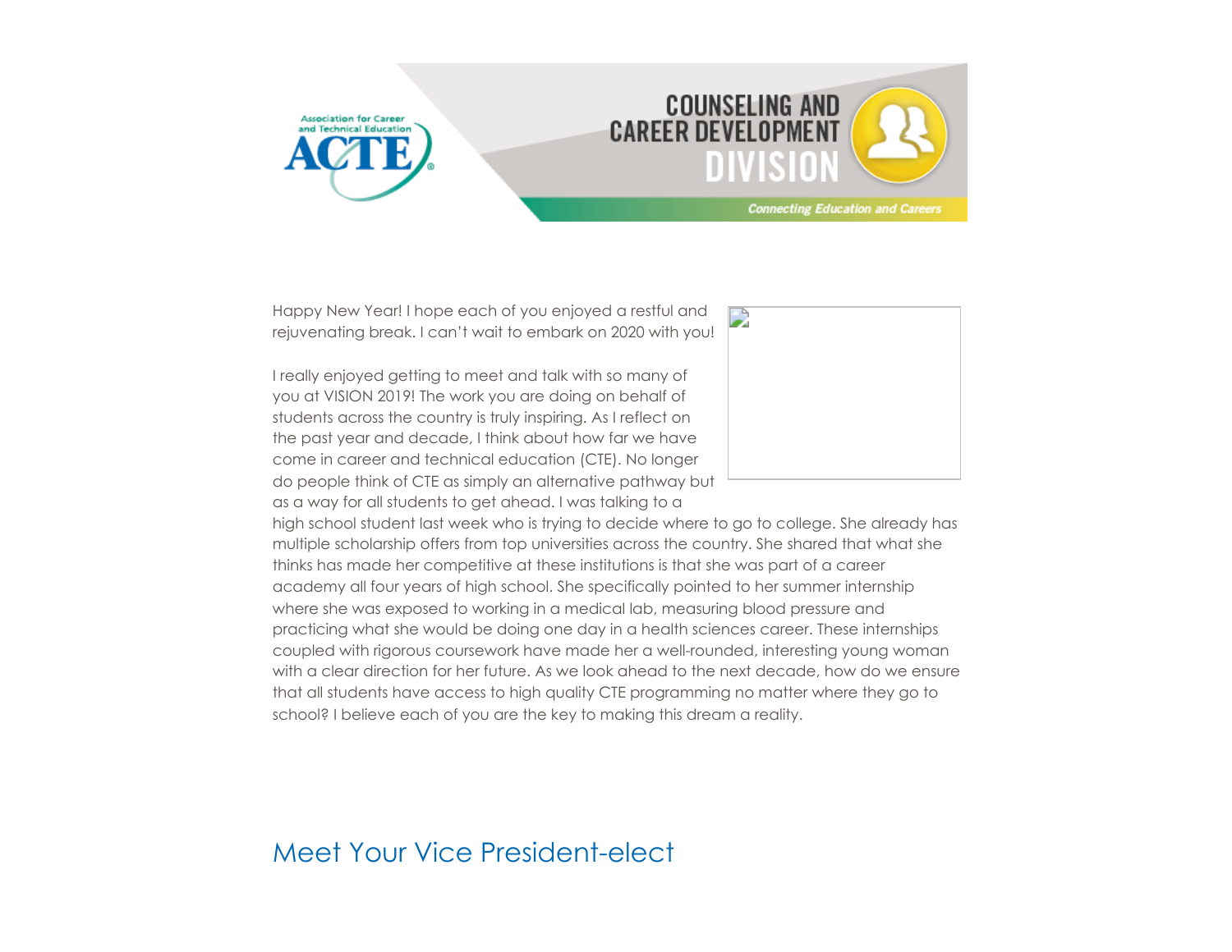Happy New Year! I hope each of you enjoyed a restful and rejuvenating break. I can't wait to embark on 2020 with you!

I really enjoyed getting to meet and talk with so many of you at VISION 2019! The work you are doing on behalf of students across the country is truly inspiring. As I reflect on the past year and decade, I think about how far we have come in career and technical education (CTE). No longer do people think of CTE as simply an alternative pathway but as a way for all students to get ahead. I was talking to a high school student last week who is trying to decide where to go to college. She already has multiple scholarship offers from top universities across the country. She shared that what she thinks has made her competitive at these institutions is that she was part of a career academy all four years of high school. She specifically pointed to her summer internship where she was exposed to working in a medical lab, measuring blood pressure and practicing what she would be doing one day in a health sciences career. These internships coupled with rigorous coursework have made her a well-rounded, interesting young woman with a clear direction for her future. As we look ahead to the next decade, how do we ensure that all students have access to high quality CTE programming no matter where they go to school? I believe each of you are the key to making this dream a reality.

## Meet Your Vice President-elect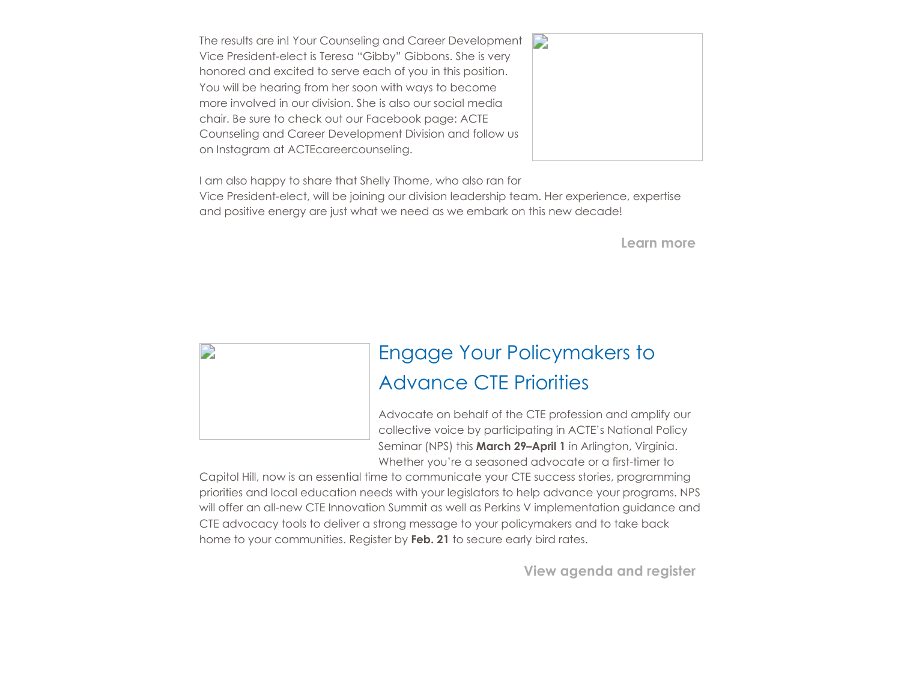The results are in! Your Counseling and Career Development Vice President-elect is Teresa "Gibby" Gibbons. She is very honored and excited to serve each of you in this position. You will be hearing from her soon with ways to become more involved in our division. She is also our social media chair. Be sure to check out our Facebook page: ACTE Counseling and Career Development Division and follow us on Instagram at ACTEcareercounseling.

I am also happy to share that Shelly Thome, who also ran for Vice President-elect, will be joining our division leadership team. Her experience, expertise and positive energy are just what we need as we embark on this new decade!

**Learn more**

## Engage Your Policymakers to Advance CTE Priorities

Advocate on behalf of the CTE profession and amplify our collective voice by participating in ACTE's National Policy Seminar (NPS) this **March 29–April 1** in Arlington, Virginia. Whether you're a seasoned advocate or a first-timer to Capitol Hill, now is an essential time to communicate your CTE success stories, programming priorities and local education needs with your legislators to help advance your programs. NPS will offer an all-new CTE Innovation Summit as well as Perkins V implementation guidance and CTE advocacy tools to deliver a strong message to your policymakers and to take back home to your communities. Register by **Feb. 21** to secure early bird rates.

**View agenda and register**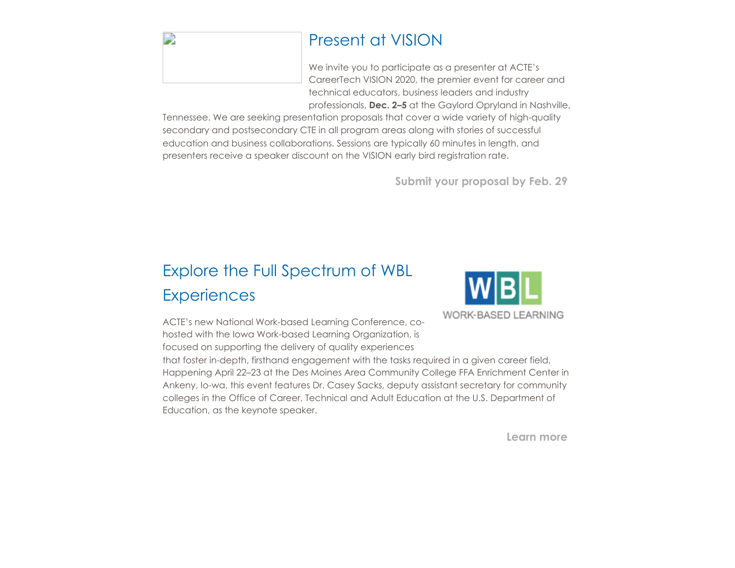## Present at VISION

We invite you to participate as a presenter at ACTE's CareerTech VISION 2020, the premier event for career and technical educators, business leaders and industry professionals, **Dec. 2–5** at the Gaylord Opryland in Nashville, Tennessee. We are seeking presentation proposals that cover a wide variety of high-quality secondary and postsecondary CTE in all program areas along with stories of successful education and business collaborations. Sessions are typically 60 minutes in length, and presenters receive a speaker discount on the VISION early bird registration rate.

**Submit your proposal by Feb. 29**

## Explore the Full Spectrum of WBL Experiences

ACTE's new National Work-based Learning Conference, co-hosted with the Iowa Work-based Learning Organization, is focused on supporting the delivery of quality experiences that foster in-depth, firsthand engagement with the tasks required in a given career field. Happening April 22–23 at the Des Moines Area Community College FFA Enrichment Center in Ankeny, Io-wa, this event features Dr. Casey Sacks, deputy assistant secretary for community colleges in the Office of Career, Technical and Adult Education at the U.S. Department of Education, as the keynote speaker.

**Learn more**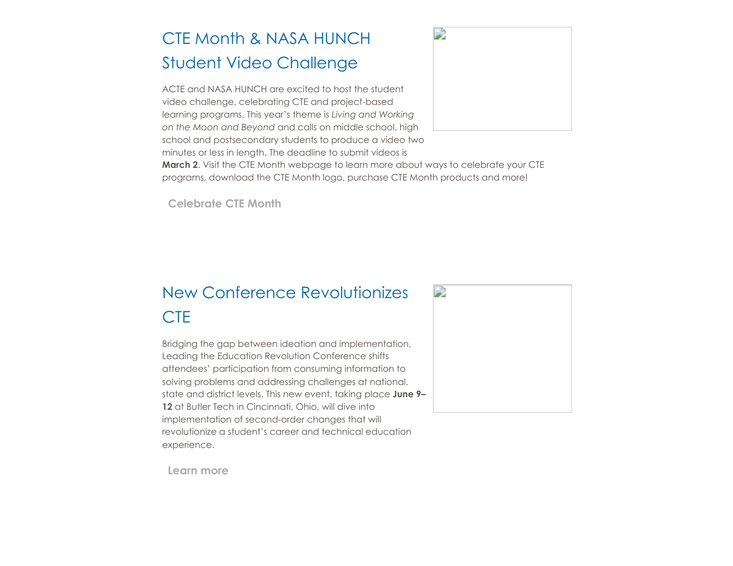## CTE Month & NASA HUNCH Student Video Challenge

ACTE and NASA HUNCH are excited to host the student video challenge, celebrating CTE and project-based learning programs. This year's theme is *Living and Working on the Moon and Beyond* and calls on middle school, high school and postsecondary students to produce a video two minutes or less in length. The deadline to submit videos is **March 2**. Visit the CTE Month webpage to learn more about ways to celebrate your CTE programs, download the CTE Month logo, purchase CTE Month products and more!

**Celebrate CTE Month**

## New Conference Revolutionizes CTE

Bridging the gap between ideation and implementation, Leading the Education Revolution Conference shifts attendees' participation from consuming information to solving problems and addressing challenges at national, state and district levels. This new event, taking place **June 9–12** at Butler Tech in Cincinnati, Ohio, will dive into implementation of second-order changes that will revolutionize a student's career and technical education experience.

**Learn more**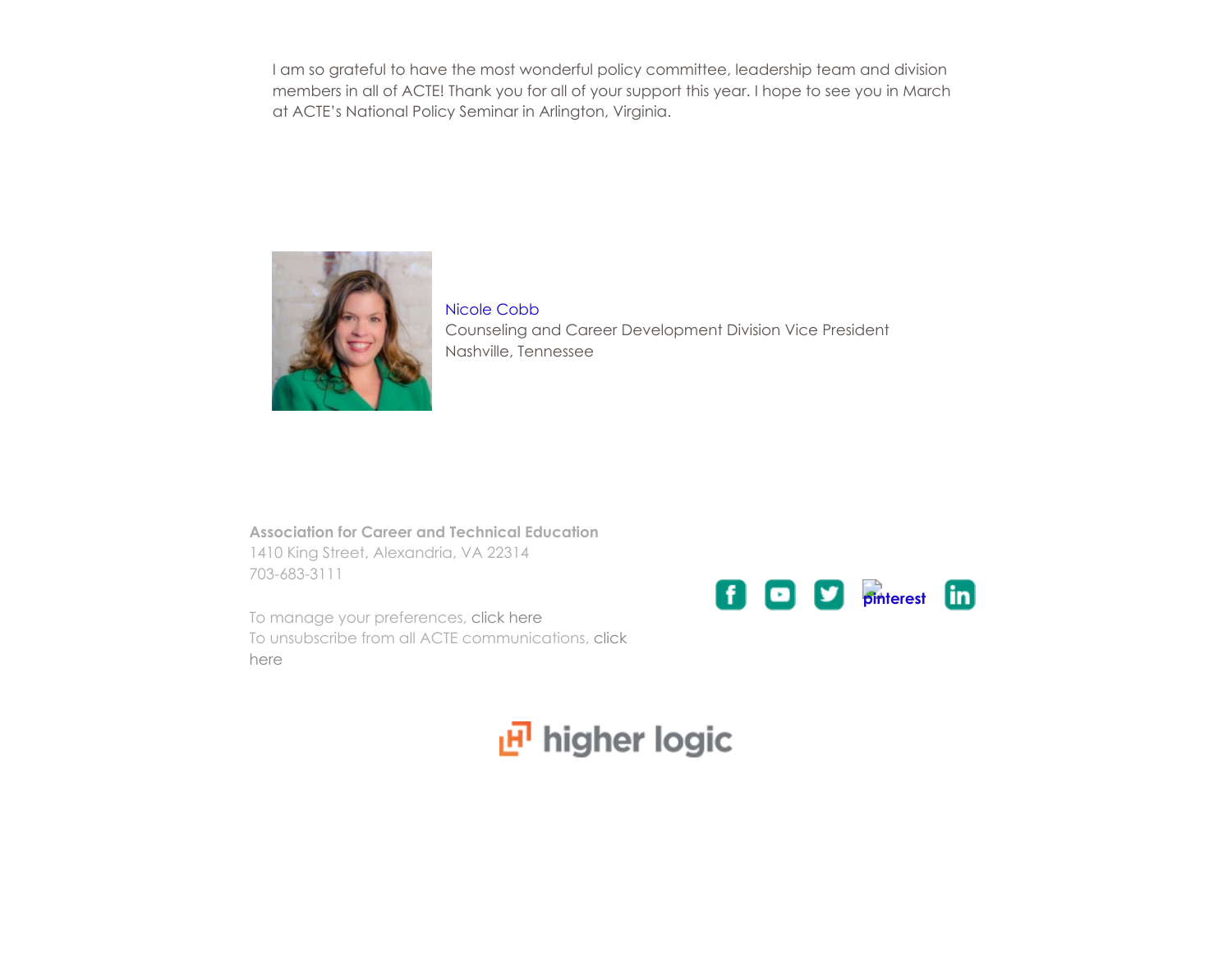I am so grateful to have the most wonderful policy committee, leadership team and division members in all of ACTE! Thank you for all of your support this year. I hope to see you in March at ACTE's National Policy Seminar in Arlington, Virginia.

Nicole Cobb
Counseling and Career Development Division Vice President
Nashville, Tennessee

**Association for Career and Technical Education**
1410 King Street, Alexandria, VA 22314
703-683-3111

To manage your preferences, click here
To unsubscribe from all ACTE communications, click here

pinterest

higher logic